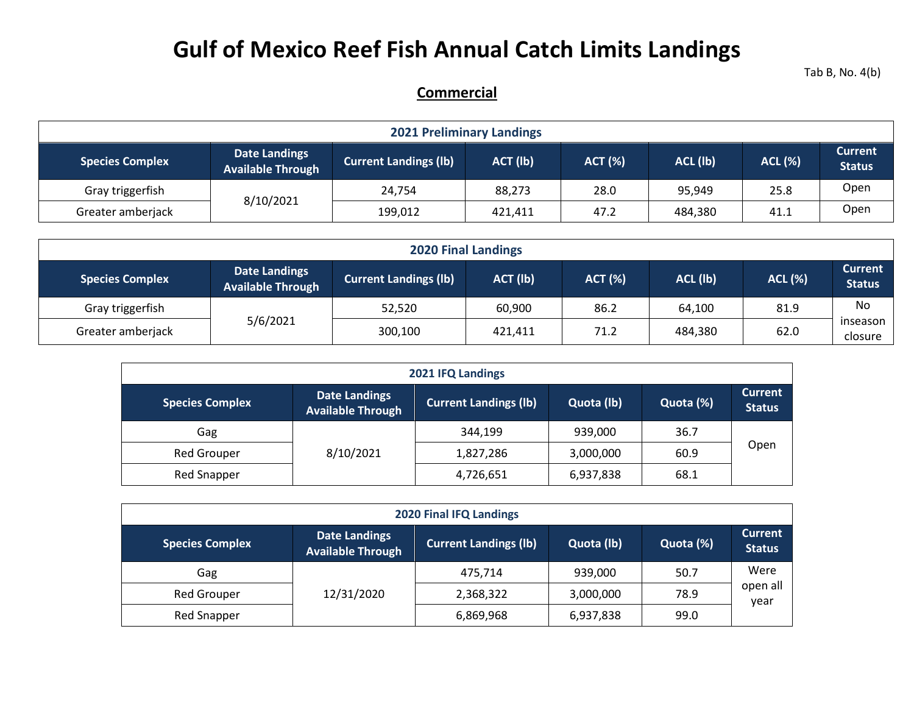# Gulf of Mexico Reef Fish Annual Catch Limits Landings

Tab B, No. 4(b)

## Commercial

| 2021 Preliminary Landings | | | | | | | |
|---|---|---|---|---|---|---|---|
| **Species Complex** | **Date Landings Available Through** | **Current Landings (lb)** | **ACT (lb)** | **ACT (%)** | **ACL (lb)** | **ACL (%)** | **Current Status** |
| Gray triggerfish | 8/10/2021 | 24,754 | 88,273 | 28.0 | 95,949 | 25.8 | Open |
| Greater amberjack | | 199,012 | 421,411 | 47.2 | 484,380 | 41.1 | Open |

| 2020 Final Landings | | | | | | | |
|---|---|---|---|---|---|---|---|
| **Species Complex** | **Date Landings Available Through** | **Current Landings (lb)** | **ACT (lb)** | **ACT (%)** | **ACL (lb)** | **ACL (%)** | **Current Status** |
| Gray triggerfish | 5/6/2021 | 52,520 | 60,900 | 86.2 | 64,100 | 81.9 | No inseason closure |
| Greater amberjack | | 300,100 | 421,411 | 71.2 | 484,380 | 62.0 | |

| 2021 IFQ Landings | | | | | |
|---|---|---|---|---|---|
| **Species Complex** | **Date Landings Available Through** | **Current Landings (lb)** | **Quota (lb)** | **Quota (%)** | **Current Status** |
| Gag | 8/10/2021 | 344,199 | 939,000 | 36.7 | Open |
| Red Grouper | | 1,827,286 | 3,000,000 | 60.9 | |
| Red Snapper | | 4,726,651 | 6,937,838 | 68.1 | |

| 2020 Final IFQ Landings | | | | | |
|---|---|---|---|---|---|
| **Species Complex** | **Date Landings Available Through** | **Current Landings (lb)** | **Quota (lb)** | **Quota (%)** | **Current Status** |
| Gag | 12/31/2020 | 475,714 | 939,000 | 50.7 | Were open all year |
| Red Grouper | | 2,368,322 | 3,000,000 | 78.9 | |
| Red Snapper | | 6,869,968 | 6,937,838 | 99.0 | |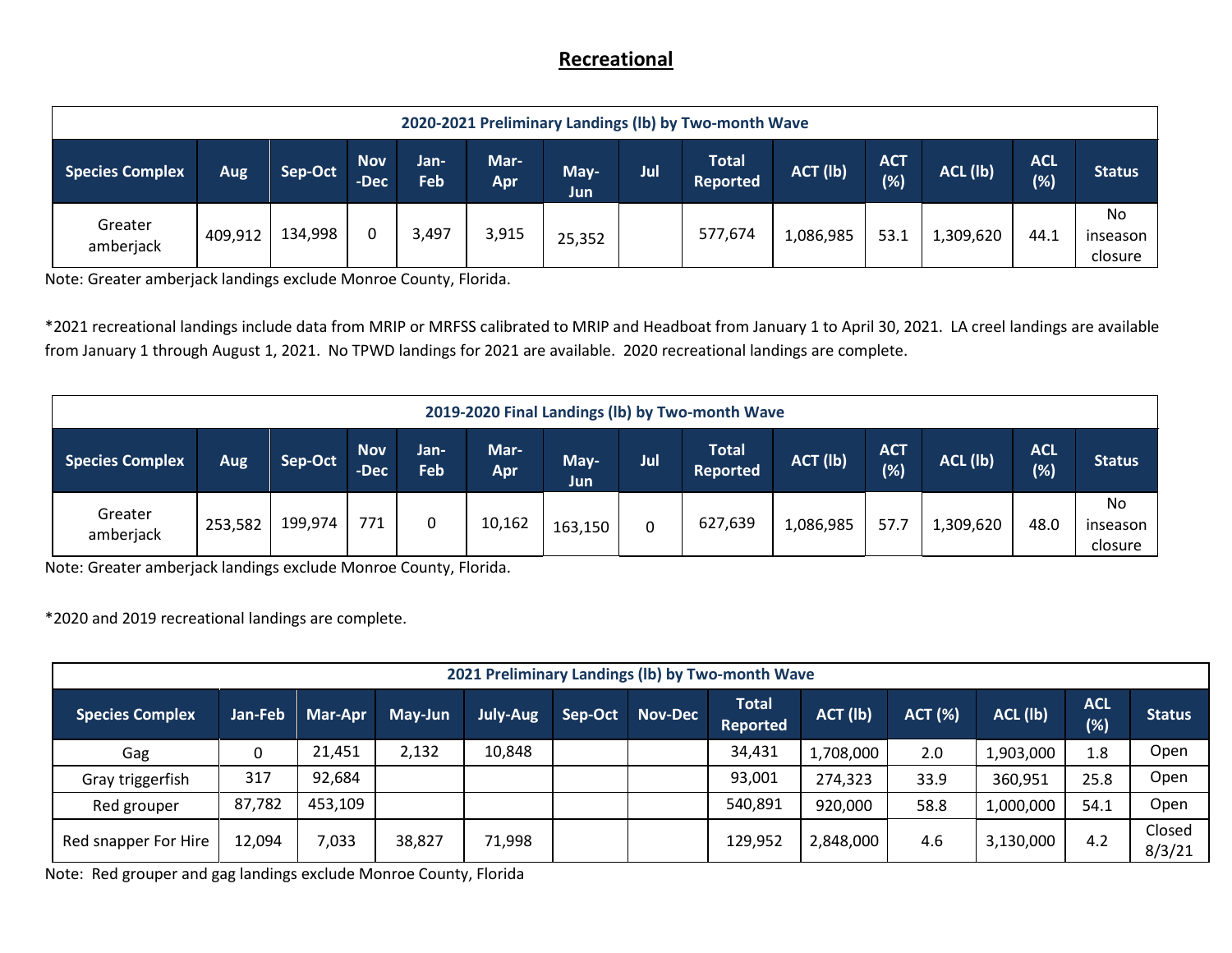## Recreational

| 2020-2021 Preliminary Landings (lb) by Two-month Wave | | | | | | | | | | | | | |
|---|---|---|---|---|---|---|---|---|---|---|---|---|---|
| Species Complex | Aug | Sep-Oct | Nov-Dec | Jan-Feb | Mar-Apr | May-Jun | Jul | Total Reported | ACT (lb) | ACT (%) | ACL (lb) | ACL (%) | Status |
| Greater amberjack | 409,912 | 134,998 | 0 | 3,497 | 3,915 | 25,352 | | 577,674 | 1,086,985 | 53.1 | 1,309,620 | 44.1 | No inseason closure |

Note: Greater amberjack landings exclude Monroe County, Florida.

*2021 recreational landings include data from MRIP or MRFSS calibrated to MRIP and Headboat from January 1 to April 30, 2021. LA creel landings are available from January 1 through August 1, 2021. No TPWD landings for 2021 are available. 2020 recreational landings are complete.

| 2019-2020 Final Landings (lb) by Two-month Wave | | | | | | | | | | | | | |
|---|---|---|---|---|---|---|---|---|---|---|---|---|---|
| Species Complex | Aug | Sep-Oct | Nov-Dec | Jan-Feb | Mar-Apr | May-Jun | Jul | Total Reported | ACT (lb) | ACT (%) | ACL (lb) | ACL (%) | Status |
| Greater amberjack | 253,582 | 199,974 | 771 | 0 | 10,162 | 163,150 | 0 | 627,639 | 1,086,985 | 57.7 | 1,309,620 | 48.0 | No inseason closure |

Note: Greater amberjack landings exclude Monroe County, Florida.

*2020 and 2019 recreational landings are complete.

| 2021 Preliminary Landings (lb) by Two-month Wave | | | | | | | | | | | | |
|---|---|---|---|---|---|---|---|---|---|---|---|---|
| Species Complex | Jan-Feb | Mar-Apr | May-Jun | July-Aug | Sep-Oct | Nov-Dec | Total Reported | ACT (lb) | ACT (%) | ACL (lb) | ACL (%) | Status |
| Gag | 0 | 21,451 | 2,132 | 10,848 | | | 34,431 | 1,708,000 | 2.0 | 1,903,000 | 1.8 | Open |
| Gray triggerfish | 317 | 92,684 | | | | | 93,001 | 274,323 | 33.9 | 360,951 | 25.8 | Open |
| Red grouper | 87,782 | 453,109 | | | | | 540,891 | 920,000 | 58.8 | 1,000,000 | 54.1 | Open |
| Red snapper For Hire | 12,094 | 7,033 | 38,827 | 71,998 | | | 129,952 | 2,848,000 | 4.6 | 3,130,000 | 4.2 | Closed 8/3/21 |

Note: Red grouper and gag landings exclude Monroe County, Florida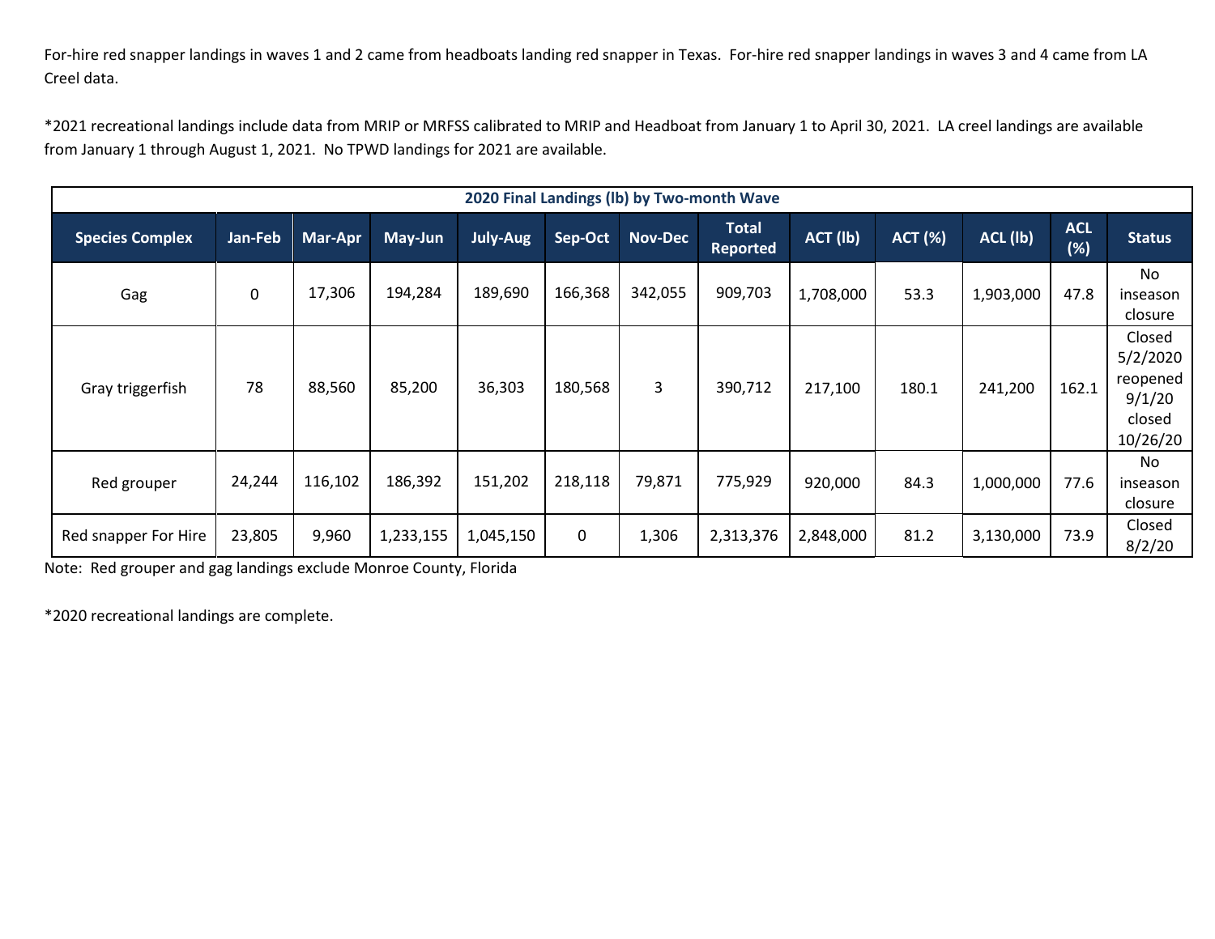For-hire red snapper landings in waves 1 and 2 came from headboats landing red snapper in Texas. For-hire red snapper landings in waves 3 and 4 came from LA Creel data.

*2021 recreational landings include data from MRIP or MRFSS calibrated to MRIP and Headboat from January 1 to April 30, 2021. LA creel landings are available from January 1 through August 1, 2021. No TPWD landings for 2021 are available.

| 2020 Final Landings (lb) by Two-month Wave | | | | | | | | | | | | |
|---|---|---|---|---|---|---|---|---|---|---|---|---|
| **Species Complex** | **Jan-Feb** | **Mar-Apr** | **May-Jun** | **July-Aug** | **Sep-Oct** | **Nov-Dec** | **Total Reported** | **ACT (lb)** | **ACT (%)** | **ACL (lb)** | **ACL (%)** | **Status** |
| Gag | 0 | 17,306 | 194,284 | 189,690 | 166,368 | 342,055 | 909,703 | 1,708,000 | 53.3 | 1,903,000 | 47.8 | No inseason closure |
| Gray triggerfish | 78 | 88,560 | 85,200 | 36,303 | 180,568 | 3 | 390,712 | 217,100 | 180.1 | 241,200 | 162.1 | Closed 5/2/2020 reopened 9/1/20 closed 10/26/20 |
| Red grouper | 24,244 | 116,102 | 186,392 | 151,202 | 218,118 | 79,871 | 775,929 | 920,000 | 84.3 | 1,000,000 | 77.6 | No inseason closure |
| Red snapper For Hire | 23,805 | 9,960 | 1,233,155 | 1,045,150 | 0 | 1,306 | 2,313,376 | 2,848,000 | 81.2 | 3,130,000 | 73.9 | Closed 8/2/20 |

Note: Red grouper and gag landings exclude Monroe County, Florida

*2020 recreational landings are complete.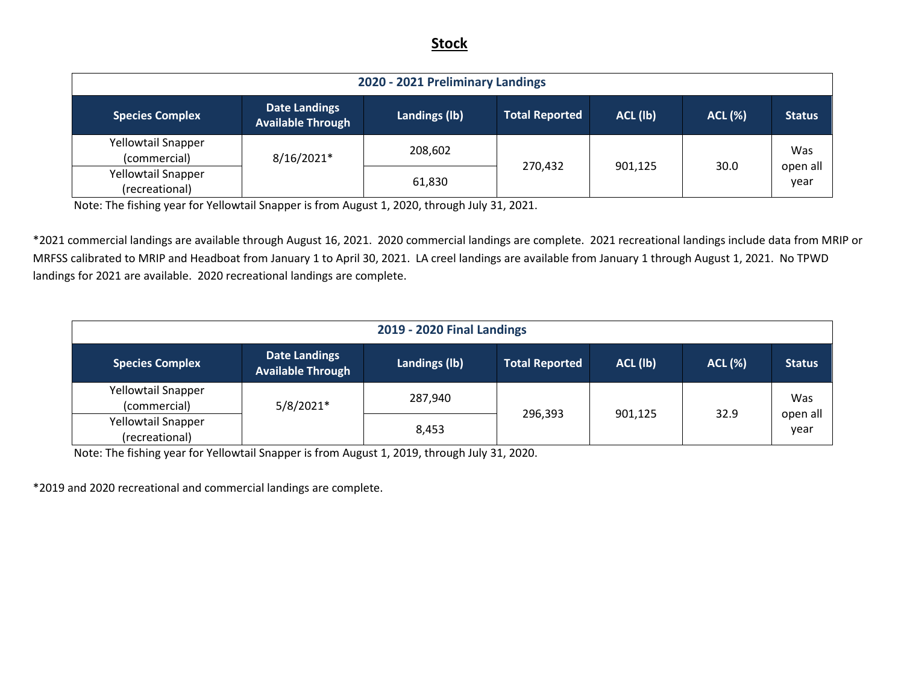## Stock

| 2020 - 2021 Preliminary Landings | | | | | | |
|---|---|---|---|---|---|---|
| **Species Complex** | **Date Landings Available Through** | **Landings (lb)** | **Total Reported** | **ACL (lb)** | **ACL (%)** | **Status** |
| Yellowtail Snapper (commercial) | 8/16/2021* | 208,602 | 270,432 | 901,125 | 30.0 | Was open all year |
| Yellowtail Snapper (recreational) | | 61,830 | | | | |

Note: The fishing year for Yellowtail Snapper is from August 1, 2020, through July 31, 2021.

*2021 commercial landings are available through August 16, 2021. 2020 commercial landings are complete. 2021 recreational landings include data from MRIP or MRFSS calibrated to MRIP and Headboat from January 1 to April 30, 2021. LA creel landings are available from January 1 through August 1, 2021. No TPWD landings for 2021 are available. 2020 recreational landings are complete.

| 2019 - 2020 Final Landings | | | | | | |
|---|---|---|---|---|---|---|
| **Species Complex** | **Date Landings Available Through** | **Landings (lb)** | **Total Reported** | **ACL (lb)** | **ACL (%)** | **Status** |
| Yellowtail Snapper (commercial) | 5/8/2021* | 287,940 | 296,393 | 901,125 | 32.9 | Was open all year |
| Yellowtail Snapper (recreational) | | 8,453 | | | | |

Note: The fishing year for Yellowtail Snapper is from August 1, 2019, through July 31, 2020.

*2019 and 2020 recreational and commercial landings are complete.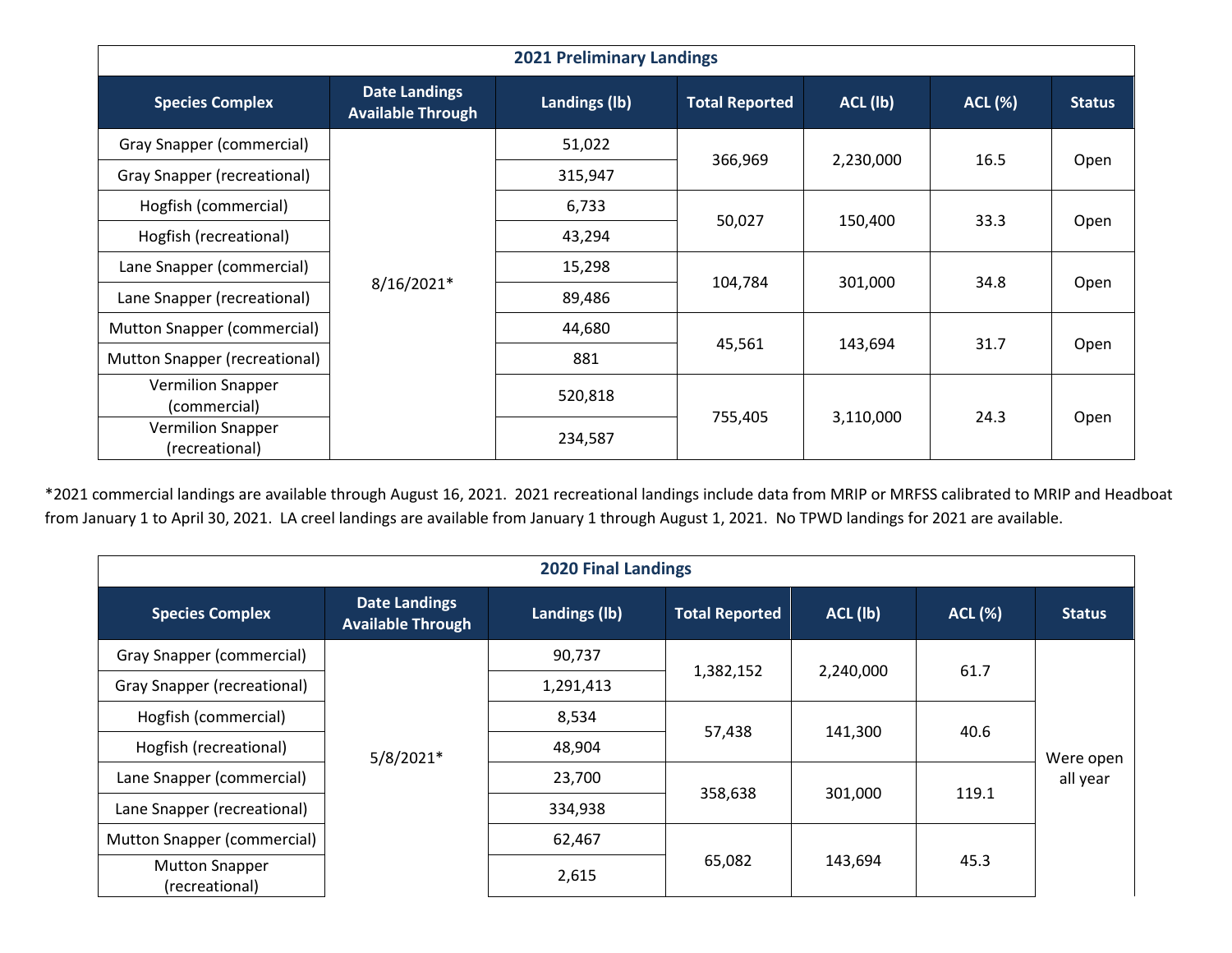| 2021 Preliminary Landings | | | | | | |
|---|---|---|---|---|---|---|
| **Species Complex** | **Date Landings Available Through** | **Landings (lb)** | **Total Reported** | **ACL (lb)** | **ACL (%)** | **Status** |
| Gray Snapper (commercial) | 8/16/2021* | 51,022 | 366,969 | 2,230,000 | 16.5 | Open |
| Gray Snapper (recreational) | | 315,947 | | | | |
| Hogfish (commercial) | | 6,733 | 50,027 | 150,400 | 33.3 | Open |
| Hogfish (recreational) | | 43,294 | | | | |
| Lane Snapper (commercial) | | 15,298 | 104,784 | 301,000 | 34.8 | Open |
| Lane Snapper (recreational) | | 89,486 | | | | |
| Mutton Snapper (commercial) | | 44,680 | 45,561 | 143,694 | 31.7 | Open |
| Mutton Snapper (recreational) | | 881 | | | | |
| Vermilion Snapper (commercial) | | 520,818 | 755,405 | 3,110,000 | 24.3 | Open |
| Vermilion Snapper (recreational) | | 234,587 | | | | |

*2021 commercial landings are available through August 16, 2021. 2021 recreational landings include data from MRIP or MRFSS calibrated to MRIP and Headboat from January 1 to April 30, 2021. LA creel landings are available from January 1 through August 1, 2021. No TPWD landings for 2021 are available.

| 2020 Final Landings | | | | | | |
|---|---|---|---|---|---|---|
| **Species Complex** | **Date Landings Available Through** | **Landings (lb)** | **Total Reported** | **ACL (lb)** | **ACL (%)** | **Status** |
| Gray Snapper (commercial) | 5/8/2021* | 90,737 | 1,382,152 | 2,240,000 | 61.7 | Were open all year |
| Gray Snapper (recreational) | | 1,291,413 | | | | |
| Hogfish (commercial) | | 8,534 | 57,438 | 141,300 | 40.6 | |
| Hogfish (recreational) | | 48,904 | | | | |
| Lane Snapper (commercial) | | 23,700 | 358,638 | 301,000 | 119.1 | |
| Lane Snapper (recreational) | | 334,938 | | | | |
| Mutton Snapper (commercial) | | 62,467 | 65,082 | 143,694 | 45.3 | |
| Mutton Snapper (recreational) | | 2,615 | | | | |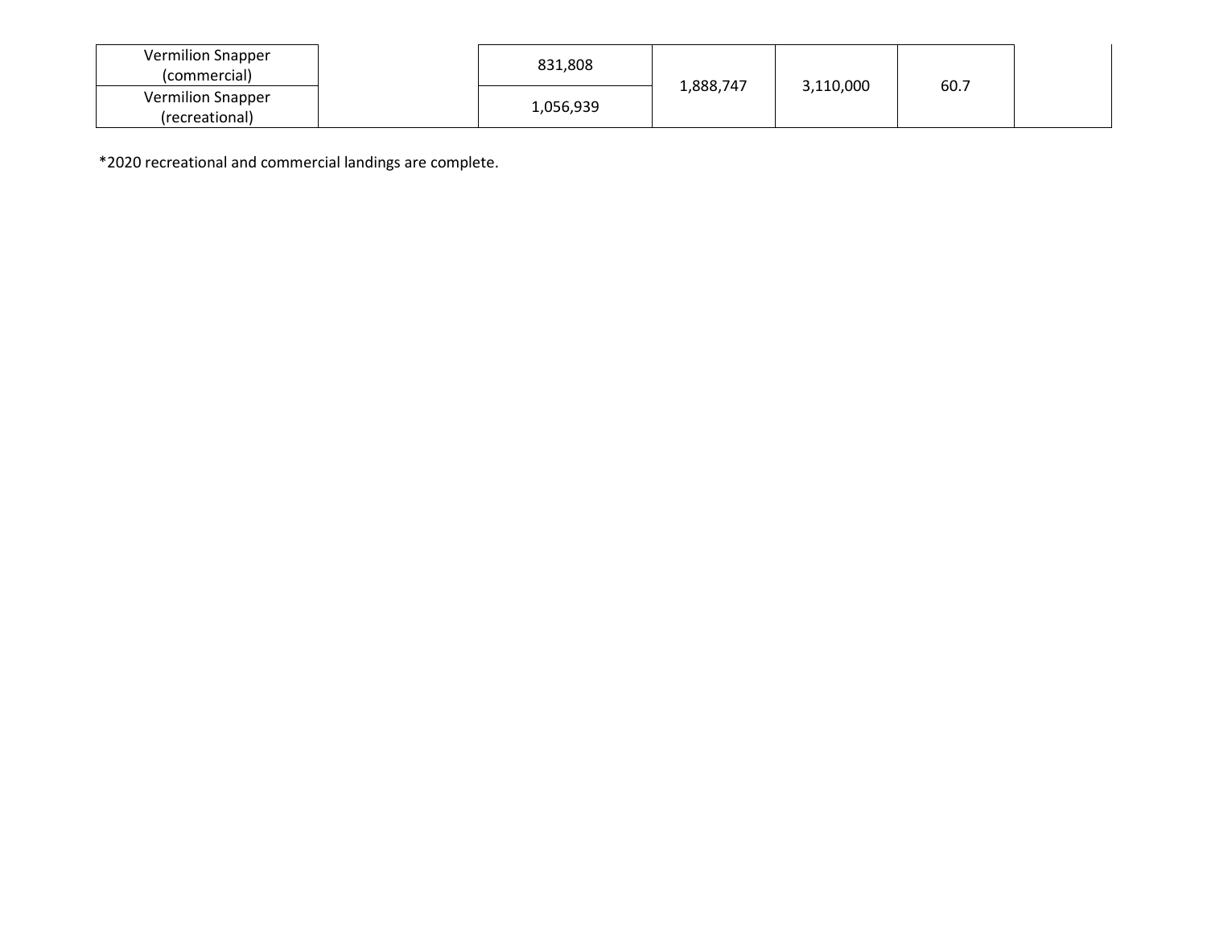| | | | | | | |
|---|---|---|---|---|---|---|
| Vermilion Snapper (commercial) | | 831,808 | 1,888,747 | 3,110,000 | 60.7 | |
| Vermilion Snapper (recreational) | | 1,056,939 | | | | |

*2020 recreational and commercial landings are complete.